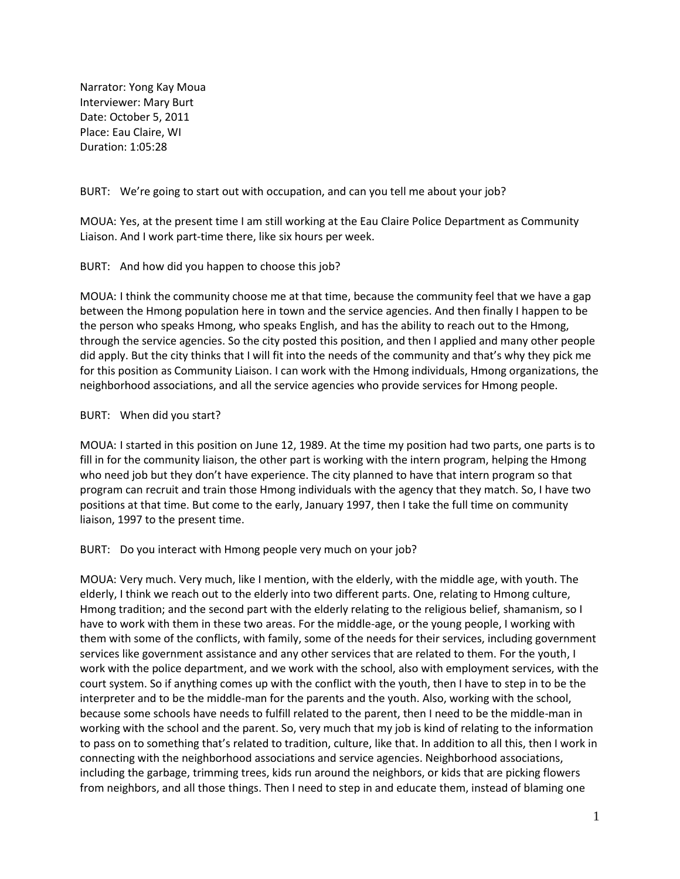Narrator: Yong Kay Moua
Interviewer: Mary Burt
Date: October 5, 2011
Place: Eau Claire, WI
Duration: 1:05:28

BURT: We're going to start out with occupation, and can you tell me about your job?

MOUA: Yes, at the present time I am still working at the Eau Claire Police Department as Community Liaison. And I work part-time there, like six hours per week.

BURT: And how did you happen to choose this job?

MOUA: I think the community choose me at that time, because the community feel that we have a gap between the Hmong population here in town and the service agencies. And then finally I happen to be the person who speaks Hmong, who speaks English, and has the ability to reach out to the Hmong, through the service agencies. So the city posted this position, and then I applied and many other people did apply. But the city thinks that I will fit into the needs of the community and that's why they pick me for this position as Community Liaison. I can work with the Hmong individuals, Hmong organizations, the neighborhood associations, and all the service agencies who provide services for Hmong people.

BURT: When did you start?

MOUA: I started in this position on June 12, 1989. At the time my position had two parts, one parts is to fill in for the community liaison, the other part is working with the intern program, helping the Hmong who need job but they don't have experience. The city planned to have that intern program so that program can recruit and train those Hmong individuals with the agency that they match. So, I have two positions at that time. But come to the early, January 1997, then I take the full time on community liaison, 1997 to the present time.

BURT: Do you interact with Hmong people very much on your job?

MOUA: Very much. Very much, like I mention, with the elderly, with the middle age, with youth. The elderly, I think we reach out to the elderly into two different parts. One, relating to Hmong culture, Hmong tradition; and the second part with the elderly relating to the religious belief, shamanism, so I have to work with them in these two areas. For the middle-age, or the young people, I working with them with some of the conflicts, with family, some of the needs for their services, including government services like government assistance and any other services that are related to them. For the youth, I work with the police department, and we work with the school, also with employment services, with the court system. So if anything comes up with the conflict with the youth, then I have to step in to be the interpreter and to be the middle-man for the parents and the youth. Also, working with the school, because some schools have needs to fulfill related to the parent, then I need to be the middle-man in working with the school and the parent. So, very much that my job is kind of relating to the information to pass on to something that's related to tradition, culture, like that. In addition to all this, then I work in connecting with the neighborhood associations and service agencies. Neighborhood associations, including the garbage, trimming trees, kids run around the neighbors, or kids that are picking flowers from neighbors, and all those things. Then I need to step in and educate them, instead of blaming one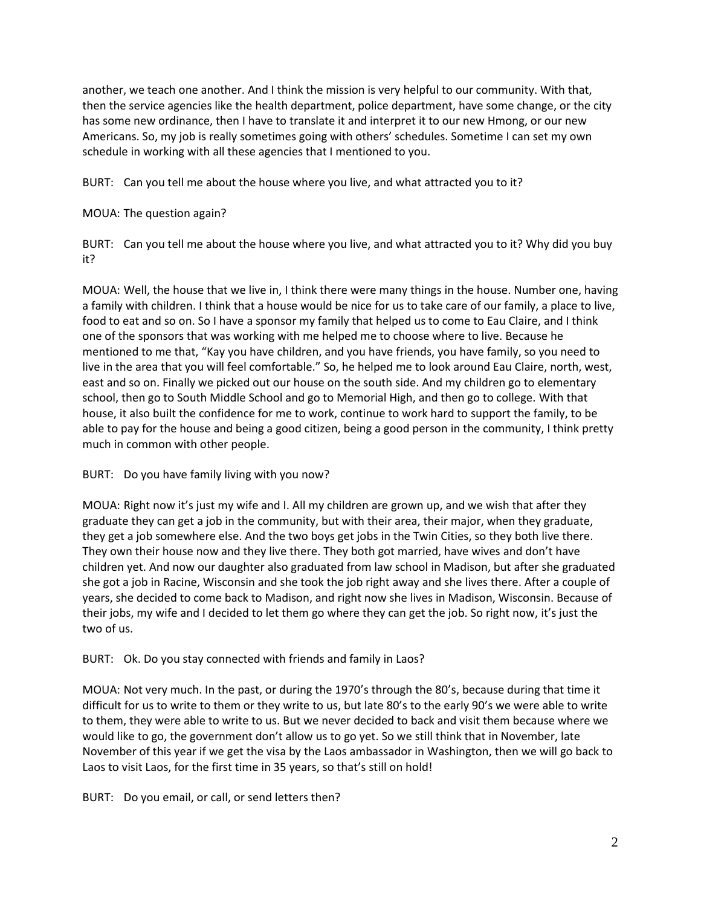another, we teach one another. And I think the mission is very helpful to our community. With that, then the service agencies like the health department, police department, have some change, or the city has some new ordinance, then I have to translate it and interpret it to our new Hmong, or our new Americans. So, my job is really sometimes going with others' schedules. Sometime I can set my own schedule in working with all these agencies that I mentioned to you.

BURT: Can you tell me about the house where you live, and what attracted you to it?

MOUA: The question again?

BURT: Can you tell me about the house where you live, and what attracted you to it? Why did you buy it?

MOUA: Well, the house that we live in, I think there were many things in the house. Number one, having a family with children. I think that a house would be nice for us to take care of our family, a place to live, food to eat and so on. So I have a sponsor my family that helped us to come to Eau Claire, and I think one of the sponsors that was working with me helped me to choose where to live. Because he mentioned to me that, "Kay you have children, and you have friends, you have family, so you need to live in the area that you will feel comfortable." So, he helped me to look around Eau Claire, north, west, east and so on. Finally we picked out our house on the south side. And my children go to elementary school, then go to South Middle School and go to Memorial High, and then go to college. With that house, it also built the confidence for me to work, continue to work hard to support the family, to be able to pay for the house and being a good citizen, being a good person in the community, I think pretty much in common with other people.

BURT: Do you have family living with you now?

MOUA: Right now it's just my wife and I. All my children are grown up, and we wish that after they graduate they can get a job in the community, but with their area, their major, when they graduate, they get a job somewhere else. And the two boys get jobs in the Twin Cities, so they both live there. They own their house now and they live there. They both got married, have wives and don't have children yet. And now our daughter also graduated from law school in Madison, but after she graduated she got a job in Racine, Wisconsin and she took the job right away and she lives there. After a couple of years, she decided to come back to Madison, and right now she lives in Madison, Wisconsin. Because of their jobs, my wife and I decided to let them go where they can get the job. So right now, it's just the two of us.

BURT: Ok. Do you stay connected with friends and family in Laos?

MOUA: Not very much. In the past, or during the 1970's through the 80's, because during that time it difficult for us to write to them or they write to us, but late 80's to the early 90's we were able to write to them, they were able to write to us. But we never decided to back and visit them because where we would like to go, the government don't allow us to go yet. So we still think that in November, late November of this year if we get the visa by the Laos ambassador in Washington, then we will go back to Laos to visit Laos, for the first time in 35 years, so that's still on hold!

BURT: Do you email, or call, or send letters then?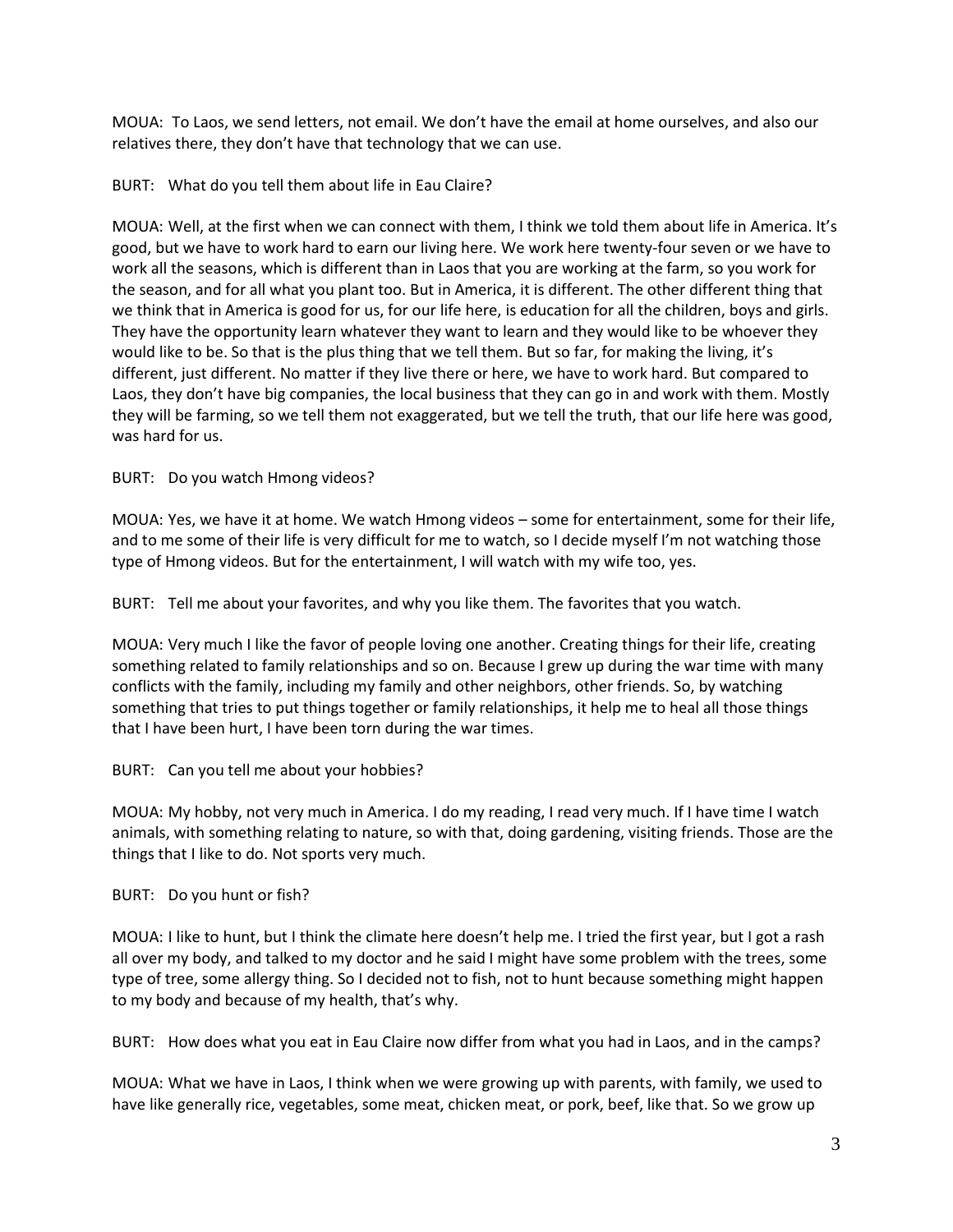MOUA: To Laos, we send letters, not email. We don't have the email at home ourselves, and also our relatives there, they don't have that technology that we can use.

BURT: What do you tell them about life in Eau Claire?

MOUA: Well, at the first when we can connect with them, I think we told them about life in America. It's good, but we have to work hard to earn our living here. We work here twenty-four seven or we have to work all the seasons, which is different than in Laos that you are working at the farm, so you work for the season, and for all what you plant too. But in America, it is different. The other different thing that we think that in America is good for us, for our life here, is education for all the children, boys and girls. They have the opportunity learn whatever they want to learn and they would like to be whoever they would like to be. So that is the plus thing that we tell them. But so far, for making the living, it's different, just different. No matter if they live there or here, we have to work hard. But compared to Laos, they don't have big companies, the local business that they can go in and work with them. Mostly they will be farming, so we tell them not exaggerated, but we tell the truth, that our life here was good, was hard for us.

BURT: Do you watch Hmong videos?

MOUA: Yes, we have it at home. We watch Hmong videos – some for entertainment, some for their life, and to me some of their life is very difficult for me to watch, so I decide myself I'm not watching those type of Hmong videos. But for the entertainment, I will watch with my wife too, yes.

BURT: Tell me about your favorites, and why you like them. The favorites that you watch.

MOUA: Very much I like the favor of people loving one another. Creating things for their life, creating something related to family relationships and so on. Because I grew up during the war time with many conflicts with the family, including my family and other neighbors, other friends. So, by watching something that tries to put things together or family relationships, it help me to heal all those things that I have been hurt, I have been torn during the war times.

BURT: Can you tell me about your hobbies?

MOUA: My hobby, not very much in America. I do my reading, I read very much. If I have time I watch animals, with something relating to nature, so with that, doing gardening, visiting friends. Those are the things that I like to do. Not sports very much.

BURT: Do you hunt or fish?

MOUA: I like to hunt, but I think the climate here doesn't help me. I tried the first year, but I got a rash all over my body, and talked to my doctor and he said I might have some problem with the trees, some type of tree, some allergy thing. So I decided not to fish, not to hunt because something might happen to my body and because of my health, that's why.

BURT: How does what you eat in Eau Claire now differ from what you had in Laos, and in the camps?

MOUA: What we have in Laos, I think when we were growing up with parents, with family, we used to have like generally rice, vegetables, some meat, chicken meat, or pork, beef, like that. So we grow up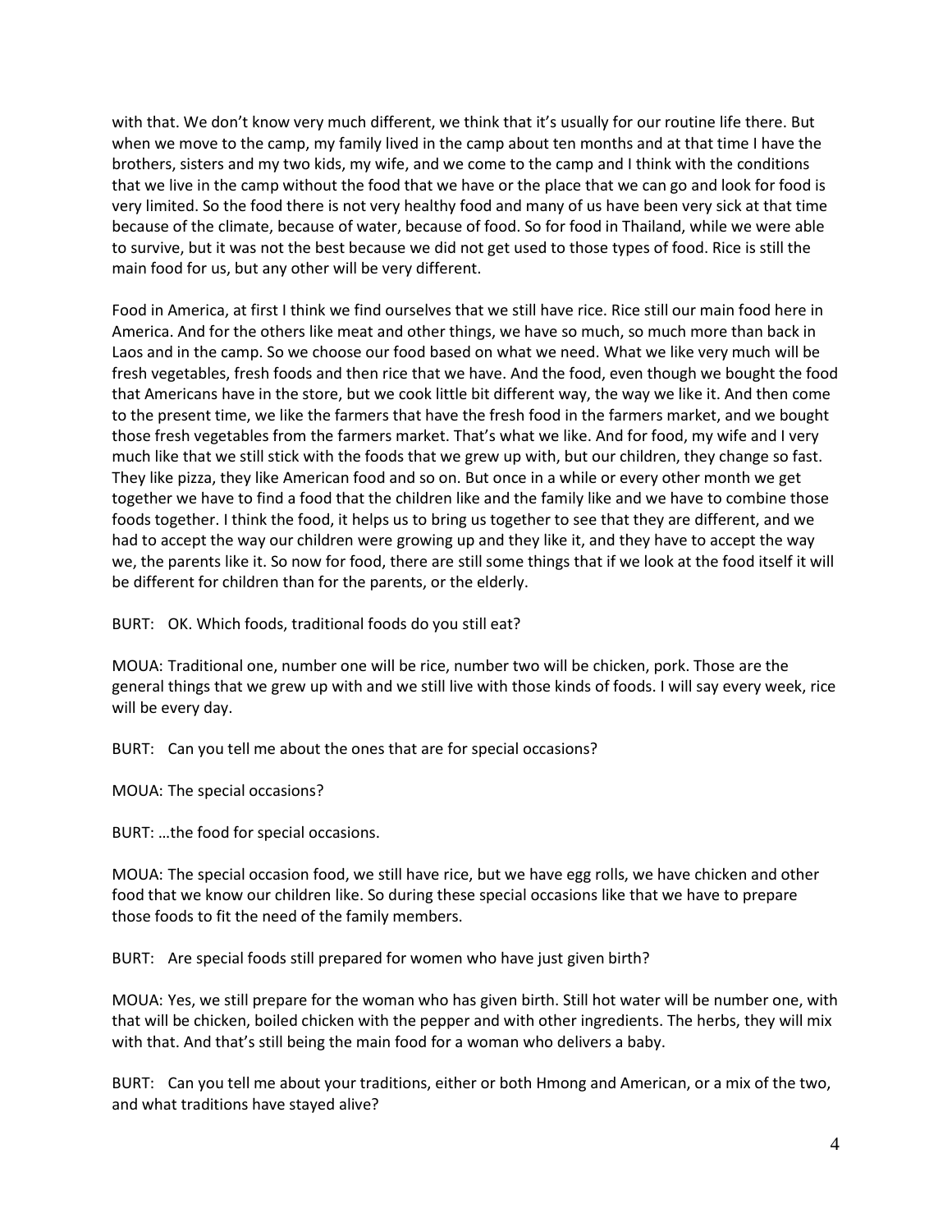with that. We don't know very much different, we think that it's usually for our routine life there. But when we move to the camp, my family lived in the camp about ten months and at that time I have the brothers, sisters and my two kids, my wife, and we come to the camp and I think with the conditions that we live in the camp without the food that we have or the place that we can go and look for food is very limited. So the food there is not very healthy food and many of us have been very sick at that time because of the climate, because of water, because of food. So for food in Thailand, while we were able to survive, but it was not the best because we did not get used to those types of food. Rice is still the main food for us, but any other will be very different.

Food in America, at first I think we find ourselves that we still have rice. Rice still our main food here in America. And for the others like meat and other things, we have so much, so much more than back in Laos and in the camp. So we choose our food based on what we need. What we like very much will be fresh vegetables, fresh foods and then rice that we have. And the food, even though we bought the food that Americans have in the store, but we cook little bit different way, the way we like it. And then come to the present time, we like the farmers that have the fresh food in the farmers market, and we bought those fresh vegetables from the farmers market. That's what we like. And for food, my wife and I very much like that we still stick with the foods that we grew up with, but our children, they change so fast. They like pizza, they like American food and so on. But once in a while or every other month we get together we have to find a food that the children like and the family like and we have to combine those foods together. I think the food, it helps us to bring us together to see that they are different, and we had to accept the way our children were growing up and they like it, and they have to accept the way we, the parents like it. So now for food, there are still some things that if we look at the food itself it will be different for children than for the parents, or the elderly.

BURT: OK. Which foods, traditional foods do you still eat?

MOUA: Traditional one, number one will be rice, number two will be chicken, pork. Those are the general things that we grew up with and we still live with those kinds of foods. I will say every week, rice will be every day.

BURT: Can you tell me about the ones that are for special occasions?

MOUA: The special occasions?

BURT: …the food for special occasions.

MOUA: The special occasion food, we still have rice, but we have egg rolls, we have chicken and other food that we know our children like. So during these special occasions like that we have to prepare those foods to fit the need of the family members.

BURT: Are special foods still prepared for women who have just given birth?

MOUA: Yes, we still prepare for the woman who has given birth. Still hot water will be number one, with that will be chicken, boiled chicken with the pepper and with other ingredients. The herbs, they will mix with that. And that's still being the main food for a woman who delivers a baby.

BURT: Can you tell me about your traditions, either or both Hmong and American, or a mix of the two, and what traditions have stayed alive?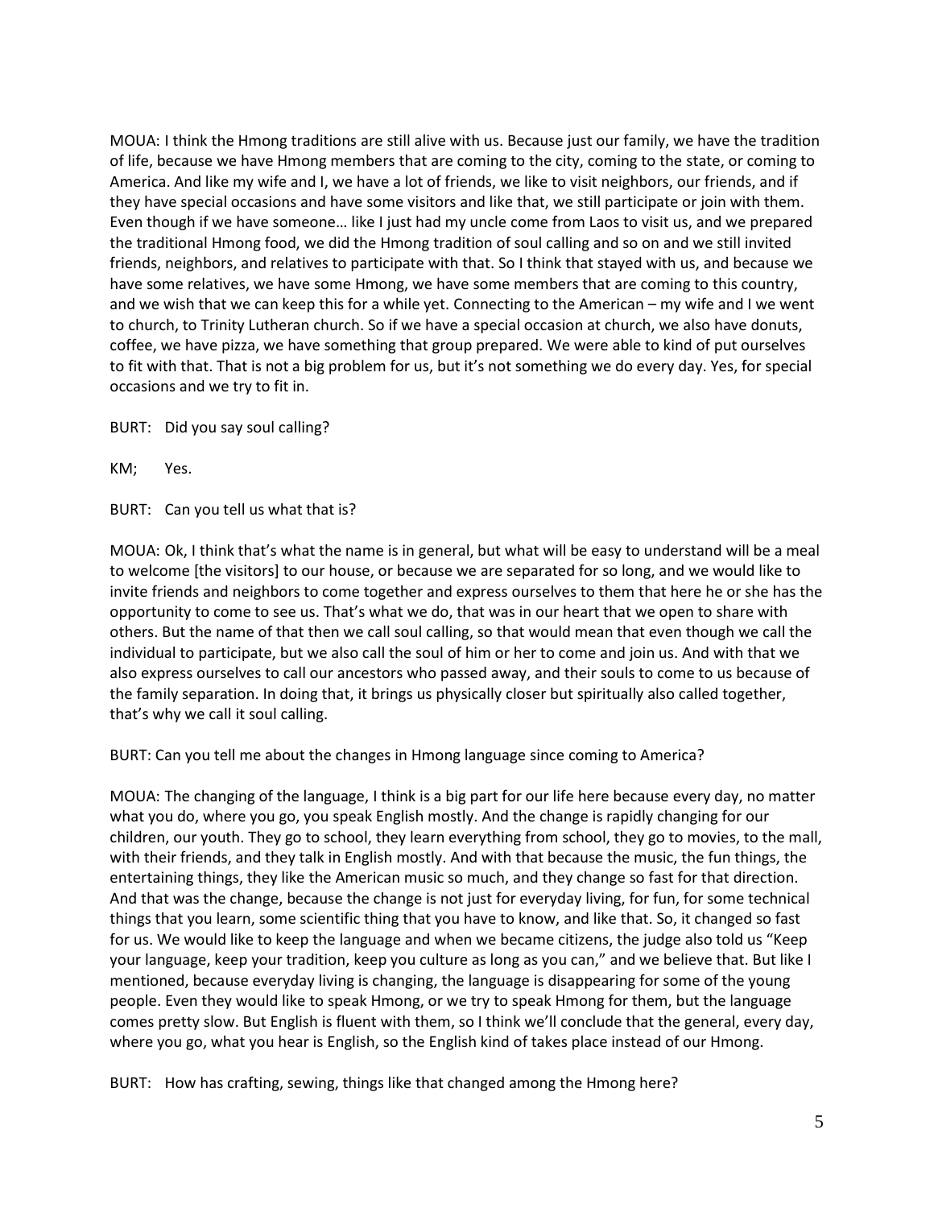MOUA: I think the Hmong traditions are still alive with us. Because just our family, we have the tradition of life, because we have Hmong members that are coming to the city, coming to the state, or coming to America. And like my wife and I, we have a lot of friends, we like to visit neighbors, our friends, and if they have special occasions and have some visitors and like that, we still participate or join with them. Even though if we have someone… like I just had my uncle come from Laos to visit us, and we prepared the traditional Hmong food, we did the Hmong tradition of soul calling and so on and we still invited friends, neighbors, and relatives to participate with that. So I think that stayed with us, and because we have some relatives, we have some Hmong, we have some members that are coming to this country, and we wish that we can keep this for a while yet. Connecting to the American – my wife and I we went to church, to Trinity Lutheran church. So if we have a special occasion at church, we also have donuts, coffee, we have pizza, we have something that group prepared. We were able to kind of put ourselves to fit with that. That is not a big problem for us, but it's not something we do every day. Yes, for special occasions and we try to fit in.

BURT: Did you say soul calling?

KM; Yes.

BURT: Can you tell us what that is?

MOUA: Ok, I think that's what the name is in general, but what will be easy to understand will be a meal to welcome [the visitors] to our house, or because we are separated for so long, and we would like to invite friends and neighbors to come together and express ourselves to them that here he or she has the opportunity to come to see us. That's what we do, that was in our heart that we open to share with others. But the name of that then we call soul calling, so that would mean that even though we call the individual to participate, but we also call the soul of him or her to come and join us. And with that we also express ourselves to call our ancestors who passed away, and their souls to come to us because of the family separation. In doing that, it brings us physically closer but spiritually also called together, that's why we call it soul calling.

BURT: Can you tell me about the changes in Hmong language since coming to America?

MOUA: The changing of the language, I think is a big part for our life here because every day, no matter what you do, where you go, you speak English mostly. And the change is rapidly changing for our children, our youth. They go to school, they learn everything from school, they go to movies, to the mall, with their friends, and they talk in English mostly. And with that because the music, the fun things, the entertaining things, they like the American music so much, and they change so fast for that direction. And that was the change, because the change is not just for everyday living, for fun, for some technical things that you learn, some scientific thing that you have to know, and like that. So, it changed so fast for us. We would like to keep the language and when we became citizens, the judge also told us "Keep your language, keep your tradition, keep you culture as long as you can," and we believe that. But like I mentioned, because everyday living is changing, the language is disappearing for some of the young people. Even they would like to speak Hmong, or we try to speak Hmong for them, but the language comes pretty slow. But English is fluent with them, so I think we'll conclude that the general, every day, where you go, what you hear is English, so the English kind of takes place instead of our Hmong.

BURT: How has crafting, sewing, things like that changed among the Hmong here?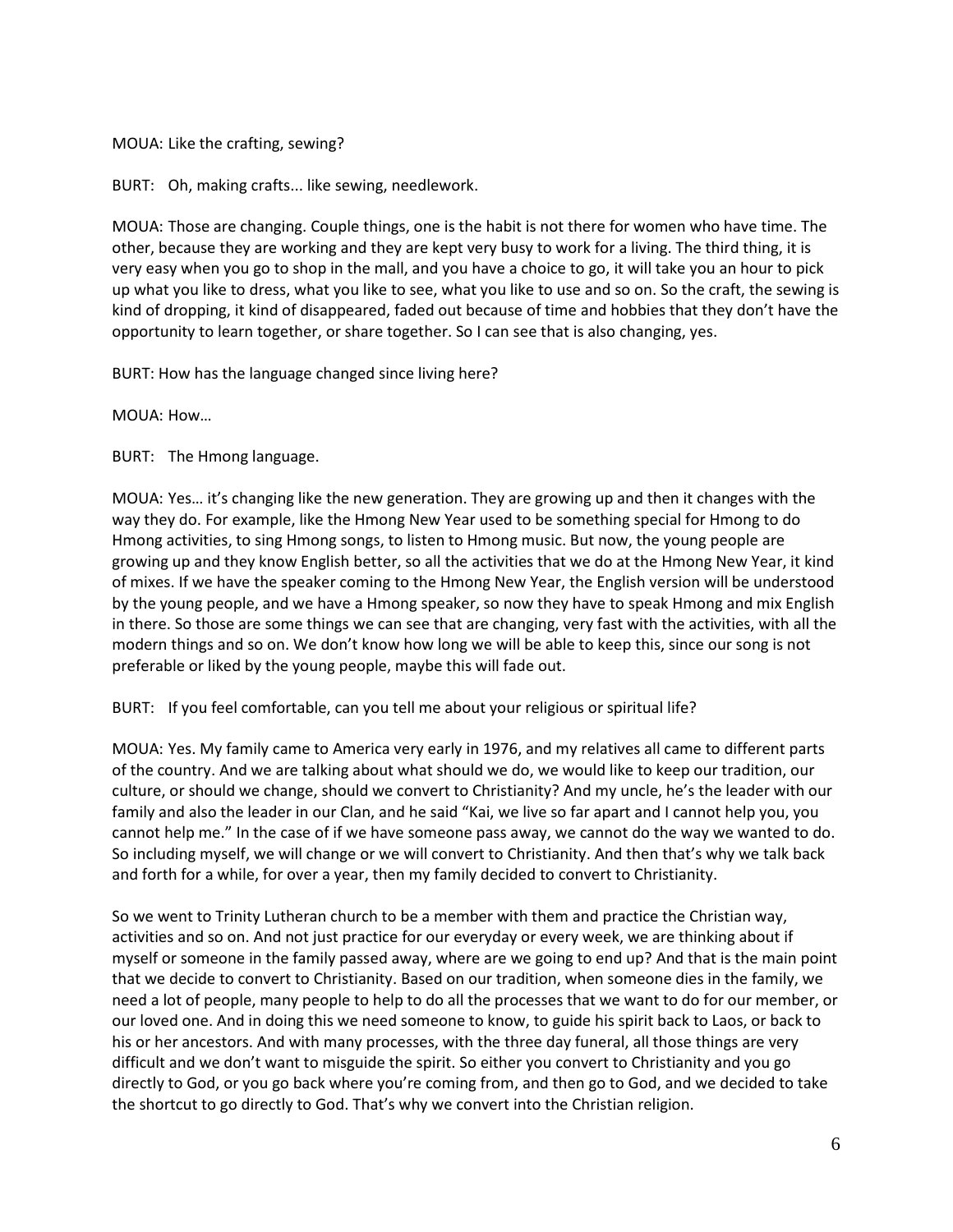MOUA: Like the crafting, sewing?

BURT: Oh, making crafts... like sewing, needlework.

MOUA: Those are changing. Couple things, one is the habit is not there for women who have time. The other, because they are working and they are kept very busy to work for a living. The third thing, it is very easy when you go to shop in the mall, and you have a choice to go, it will take you an hour to pick up what you like to dress, what you like to see, what you like to use and so on. So the craft, the sewing is kind of dropping, it kind of disappeared, faded out because of time and hobbies that they don't have the opportunity to learn together, or share together. So I can see that is also changing, yes.

BURT: How has the language changed since living here?

MOUA: How…

BURT: The Hmong language.

MOUA: Yes… it's changing like the new generation. They are growing up and then it changes with the way they do. For example, like the Hmong New Year used to be something special for Hmong to do Hmong activities, to sing Hmong songs, to listen to Hmong music. But now, the young people are growing up and they know English better, so all the activities that we do at the Hmong New Year, it kind of mixes. If we have the speaker coming to the Hmong New Year, the English version will be understood by the young people, and we have a Hmong speaker, so now they have to speak Hmong and mix English in there. So those are some things we can see that are changing, very fast with the activities, with all the modern things and so on. We don't know how long we will be able to keep this, since our song is not preferable or liked by the young people, maybe this will fade out.

BURT: If you feel comfortable, can you tell me about your religious or spiritual life?

MOUA: Yes. My family came to America very early in 1976, and my relatives all came to different parts of the country. And we are talking about what should we do, we would like to keep our tradition, our culture, or should we change, should we convert to Christianity? And my uncle, he's the leader with our family and also the leader in our Clan, and he said "Kai, we live so far apart and I cannot help you, you cannot help me." In the case of if we have someone pass away, we cannot do the way we wanted to do. So including myself, we will change or we will convert to Christianity. And then that's why we talk back and forth for a while, for over a year, then my family decided to convert to Christianity.

So we went to Trinity Lutheran church to be a member with them and practice the Christian way, activities and so on. And not just practice for our everyday or every week, we are thinking about if myself or someone in the family passed away, where are we going to end up? And that is the main point that we decide to convert to Christianity. Based on our tradition, when someone dies in the family, we need a lot of people, many people to help to do all the processes that we want to do for our member, or our loved one. And in doing this we need someone to know, to guide his spirit back to Laos, or back to his or her ancestors. And with many processes, with the three day funeral, all those things are very difficult and we don't want to misguide the spirit. So either you convert to Christianity and you go directly to God, or you go back where you're coming from, and then go to God, and we decided to take the shortcut to go directly to God. That's why we convert into the Christian religion.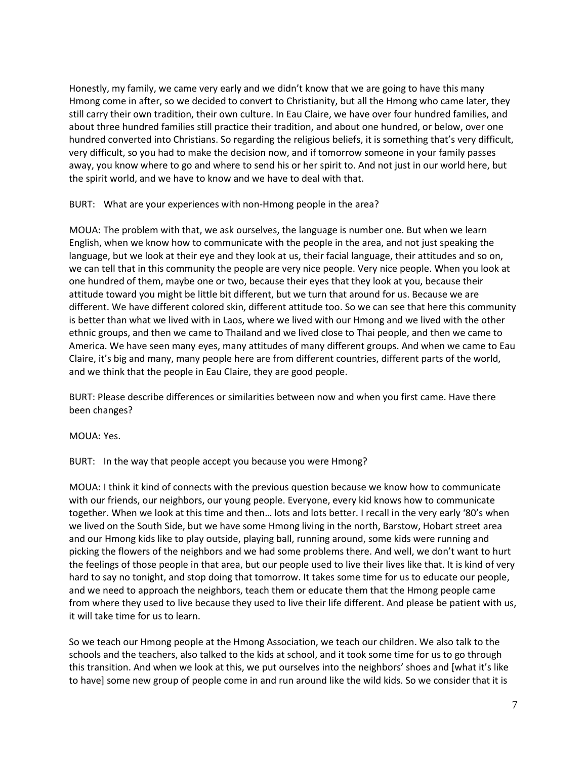Honestly, my family, we came very early and we didn't know that we are going to have this many Hmong come in after, so we decided to convert to Christianity, but all the Hmong who came later, they still carry their own tradition, their own culture. In Eau Claire, we have over four hundred families, and about three hundred families still practice their tradition, and about one hundred, or below, over one hundred converted into Christians. So regarding the religious beliefs, it is something that's very difficult, very difficult, so you had to make the decision now, and if tomorrow someone in your family passes away, you know where to go and where to send his or her spirit to. And not just in our world here, but the spirit world, and we have to know and we have to deal with that.

BURT: What are your experiences with non-Hmong people in the area?

MOUA: The problem with that, we ask ourselves, the language is number one. But when we learn English, when we know how to communicate with the people in the area, and not just speaking the language, but we look at their eye and they look at us, their facial language, their attitudes and so on, we can tell that in this community the people are very nice people. Very nice people. When you look at one hundred of them, maybe one or two, because their eyes that they look at you, because their attitude toward you might be little bit different, but we turn that around for us. Because we are different. We have different colored skin, different attitude too. So we can see that here this community is better than what we lived with in Laos, where we lived with our Hmong and we lived with the other ethnic groups, and then we came to Thailand and we lived close to Thai people, and then we came to America. We have seen many eyes, many attitudes of many different groups. And when we came to Eau Claire, it's big and many, many people here are from different countries, different parts of the world, and we think that the people in Eau Claire, they are good people.

BURT: Please describe differences or similarities between now and when you first came. Have there been changes?

MOUA: Yes.

BURT: In the way that people accept you because you were Hmong?

MOUA: I think it kind of connects with the previous question because we know how to communicate with our friends, our neighbors, our young people. Everyone, every kid knows how to communicate together. When we look at this time and then… lots and lots better. I recall in the very early '80's when we lived on the South Side, but we have some Hmong living in the north, Barstow, Hobart street area and our Hmong kids like to play outside, playing ball, running around, some kids were running and picking the flowers of the neighbors and we had some problems there. And well, we don't want to hurt the feelings of those people in that area, but our people used to live their lives like that. It is kind of very hard to say no tonight, and stop doing that tomorrow. It takes some time for us to educate our people, and we need to approach the neighbors, teach them or educate them that the Hmong people came from where they used to live because they used to live their life different. And please be patient with us, it will take time for us to learn.

So we teach our Hmong people at the Hmong Association, we teach our children. We also talk to the schools and the teachers, also talked to the kids at school, and it took some time for us to go through this transition. And when we look at this, we put ourselves into the neighbors' shoes and [what it's like to have] some new group of people come in and run around like the wild kids. So we consider that it is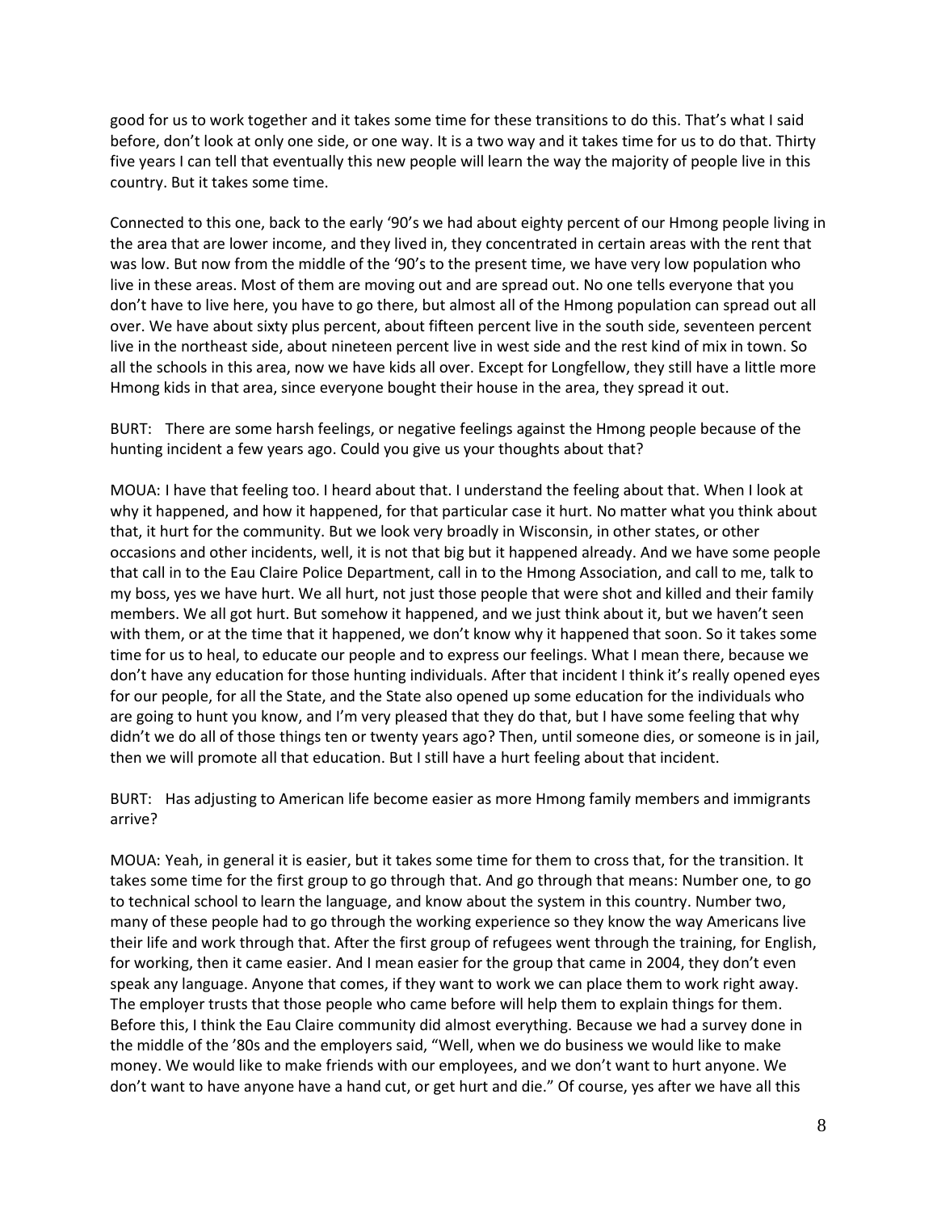good for us to work together and it takes some time for these transitions to do this. That's what I said before, don't look at only one side, or one way. It is a two way and it takes time for us to do that. Thirty five years I can tell that eventually this new people will learn the way the majority of people live in this country. But it takes some time.

Connected to this one, back to the early '90's we had about eighty percent of our Hmong people living in the area that are lower income, and they lived in, they concentrated in certain areas with the rent that was low. But now from the middle of the '90's to the present time, we have very low population who live in these areas. Most of them are moving out and are spread out. No one tells everyone that you don't have to live here, you have to go there, but almost all of the Hmong population can spread out all over. We have about sixty plus percent, about fifteen percent live in the south side, seventeen percent live in the northeast side, about nineteen percent live in west side and the rest kind of mix in town. So all the schools in this area, now we have kids all over. Except for Longfellow, they still have a little more Hmong kids in that area, since everyone bought their house in the area, they spread it out.

BURT: There are some harsh feelings, or negative feelings against the Hmong people because of the hunting incident a few years ago. Could you give us your thoughts about that?

MOUA: I have that feeling too. I heard about that. I understand the feeling about that. When I look at why it happened, and how it happened, for that particular case it hurt. No matter what you think about that, it hurt for the community. But we look very broadly in Wisconsin, in other states, or other occasions and other incidents, well, it is not that big but it happened already. And we have some people that call in to the Eau Claire Police Department, call in to the Hmong Association, and call to me, talk to my boss, yes we have hurt. We all hurt, not just those people that were shot and killed and their family members. We all got hurt. But somehow it happened, and we just think about it, but we haven't seen with them, or at the time that it happened, we don't know why it happened that soon. So it takes some time for us to heal, to educate our people and to express our feelings. What I mean there, because we don't have any education for those hunting individuals. After that incident I think it's really opened eyes for our people, for all the State, and the State also opened up some education for the individuals who are going to hunt you know, and I'm very pleased that they do that, but I have some feeling that why didn't we do all of those things ten or twenty years ago? Then, until someone dies, or someone is in jail, then we will promote all that education. But I still have a hurt feeling about that incident.

BURT: Has adjusting to American life become easier as more Hmong family members and immigrants arrive?

MOUA: Yeah, in general it is easier, but it takes some time for them to cross that, for the transition. It takes some time for the first group to go through that. And go through that means: Number one, to go to technical school to learn the language, and know about the system in this country. Number two, many of these people had to go through the working experience so they know the way Americans live their life and work through that. After the first group of refugees went through the training, for English, for working, then it came easier. And I mean easier for the group that came in 2004, they don't even speak any language. Anyone that comes, if they want to work we can place them to work right away. The employer trusts that those people who came before will help them to explain things for them. Before this, I think the Eau Claire community did almost everything. Because we had a survey done in the middle of the '80s and the employers said, "Well, when we do business we would like to make money. We would like to make friends with our employees, and we don't want to hurt anyone. We don't want to have anyone have a hand cut, or get hurt and die." Of course, yes after we have all this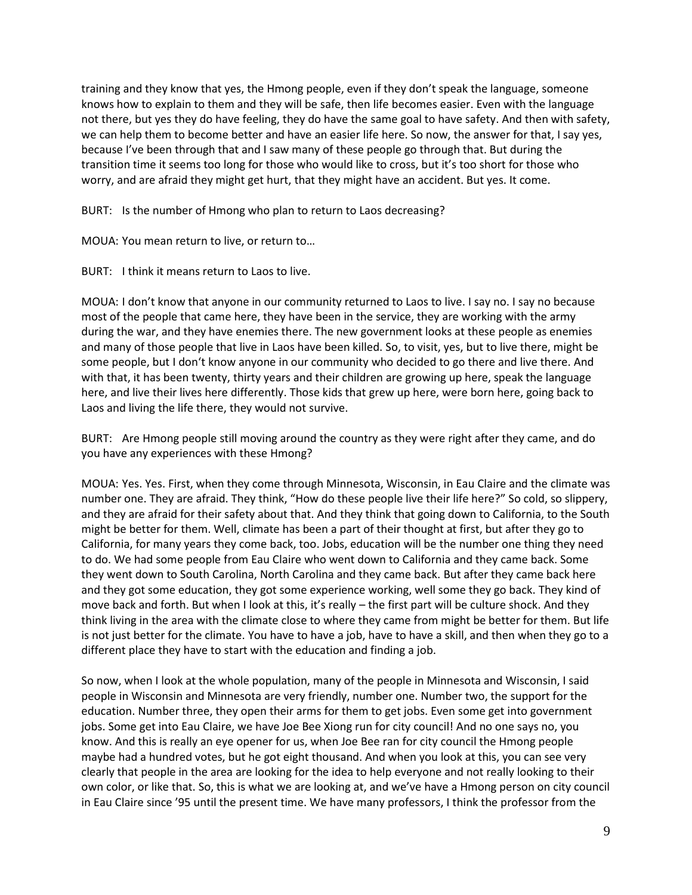training and they know that yes, the Hmong people, even if they don't speak the language, someone knows how to explain to them and they will be safe, then life becomes easier. Even with the language not there, but yes they do have feeling, they do have the same goal to have safety. And then with safety, we can help them to become better and have an easier life here. So now, the answer for that, I say yes, because I've been through that and I saw many of these people go through that. But during the transition time it seems too long for those who would like to cross, but it's too short for those who worry, and are afraid they might get hurt, that they might have an accident. But yes. It come.

BURT: Is the number of Hmong who plan to return to Laos decreasing?

MOUA: You mean return to live, or return to…

BURT: I think it means return to Laos to live.

MOUA: I don't know that anyone in our community returned to Laos to live. I say no. I say no because most of the people that came here, they have been in the service, they are working with the army during the war, and they have enemies there. The new government looks at these people as enemies and many of those people that live in Laos have been killed. So, to visit, yes, but to live there, might be some people, but I don't know anyone in our community who decided to go there and live there. And with that, it has been twenty, thirty years and their children are growing up here, speak the language here, and live their lives here differently. Those kids that grew up here, were born here, going back to Laos and living the life there, they would not survive.

BURT: Are Hmong people still moving around the country as they were right after they came, and do you have any experiences with these Hmong?

MOUA: Yes. Yes. First, when they come through Minnesota, Wisconsin, in Eau Claire and the climate was number one. They are afraid. They think, "How do these people live their life here?" So cold, so slippery, and they are afraid for their safety about that. And they think that going down to California, to the South might be better for them. Well, climate has been a part of their thought at first, but after they go to California, for many years they come back, too. Jobs, education will be the number one thing they need to do. We had some people from Eau Claire who went down to California and they came back. Some they went down to South Carolina, North Carolina and they came back. But after they came back here and they got some education, they got some experience working, well some they go back. They kind of move back and forth. But when I look at this, it's really – the first part will be culture shock. And they think living in the area with the climate close to where they came from might be better for them. But life is not just better for the climate. You have to have a job, have to have a skill, and then when they go to a different place they have to start with the education and finding a job.

So now, when I look at the whole population, many of the people in Minnesota and Wisconsin, I said people in Wisconsin and Minnesota are very friendly, number one. Number two, the support for the education. Number three, they open their arms for them to get jobs. Even some get into government jobs. Some get into Eau Claire, we have Joe Bee Xiong run for city council! And no one says no, you know. And this is really an eye opener for us, when Joe Bee ran for city council the Hmong people maybe had a hundred votes, but he got eight thousand. And when you look at this, you can see very clearly that people in the area are looking for the idea to help everyone and not really looking to their own color, or like that. So, this is what we are looking at, and we've have a Hmong person on city council in Eau Claire since '95 until the present time. We have many professors, I think the professor from the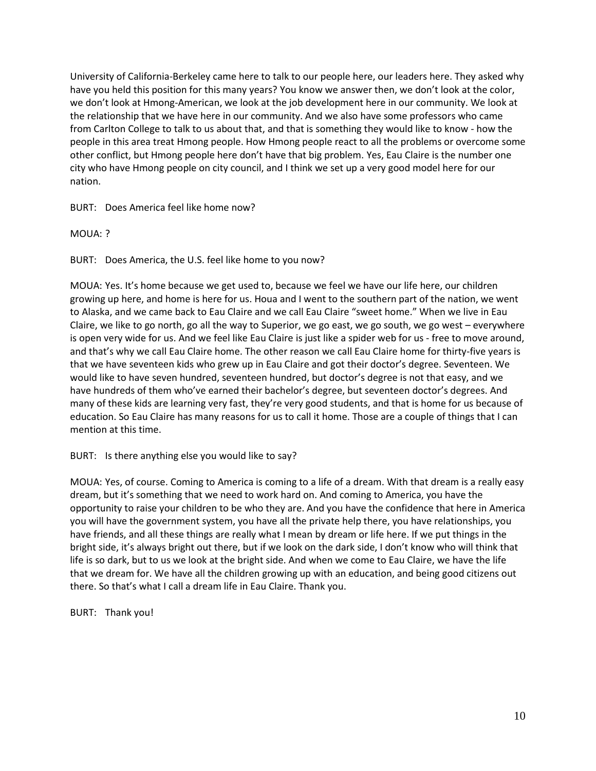University of California-Berkeley came here to talk to our people here, our leaders here. They asked why have you held this position for this many years? You know we answer then, we don't look at the color, we don't look at Hmong-American, we look at the job development here in our community. We look at the relationship that we have here in our community. And we also have some professors who came from Carlton College to talk to us about that, and that is something they would like to know - how the people in this area treat Hmong people. How Hmong people react to all the problems or overcome some other conflict, but Hmong people here don't have that big problem. Yes, Eau Claire is the number one city who have Hmong people on city council, and I think we set up a very good model here for our nation.

BURT: Does America feel like home now?

MOUA: ?

BURT: Does America, the U.S. feel like home to you now?

MOUA: Yes. It's home because we get used to, because we feel we have our life here, our children growing up here, and home is here for us. Houa and I went to the southern part of the nation, we went to Alaska, and we came back to Eau Claire and we call Eau Claire "sweet home." When we live in Eau Claire, we like to go north, go all the way to Superior, we go east, we go south, we go west – everywhere is open very wide for us. And we feel like Eau Claire is just like a spider web for us - free to move around, and that's why we call Eau Claire home. The other reason we call Eau Claire home for thirty-five years is that we have seventeen kids who grew up in Eau Claire and got their doctor's degree. Seventeen. We would like to have seven hundred, seventeen hundred, but doctor's degree is not that easy, and we have hundreds of them who've earned their bachelor's degree, but seventeen doctor's degrees. And many of these kids are learning very fast, they're very good students, and that is home for us because of education. So Eau Claire has many reasons for us to call it home. Those are a couple of things that I can mention at this time.

BURT: Is there anything else you would like to say?

MOUA: Yes, of course. Coming to America is coming to a life of a dream. With that dream is a really easy dream, but it's something that we need to work hard on. And coming to America, you have the opportunity to raise your children to be who they are. And you have the confidence that here in America you will have the government system, you have all the private help there, you have relationships, you have friends, and all these things are really what I mean by dream or life here. If we put things in the bright side, it's always bright out there, but if we look on the dark side, I don't know who will think that life is so dark, but to us we look at the bright side. And when we come to Eau Claire, we have the life that we dream for. We have all the children growing up with an education, and being good citizens out there. So that's what I call a dream life in Eau Claire. Thank you.

BURT: Thank you!